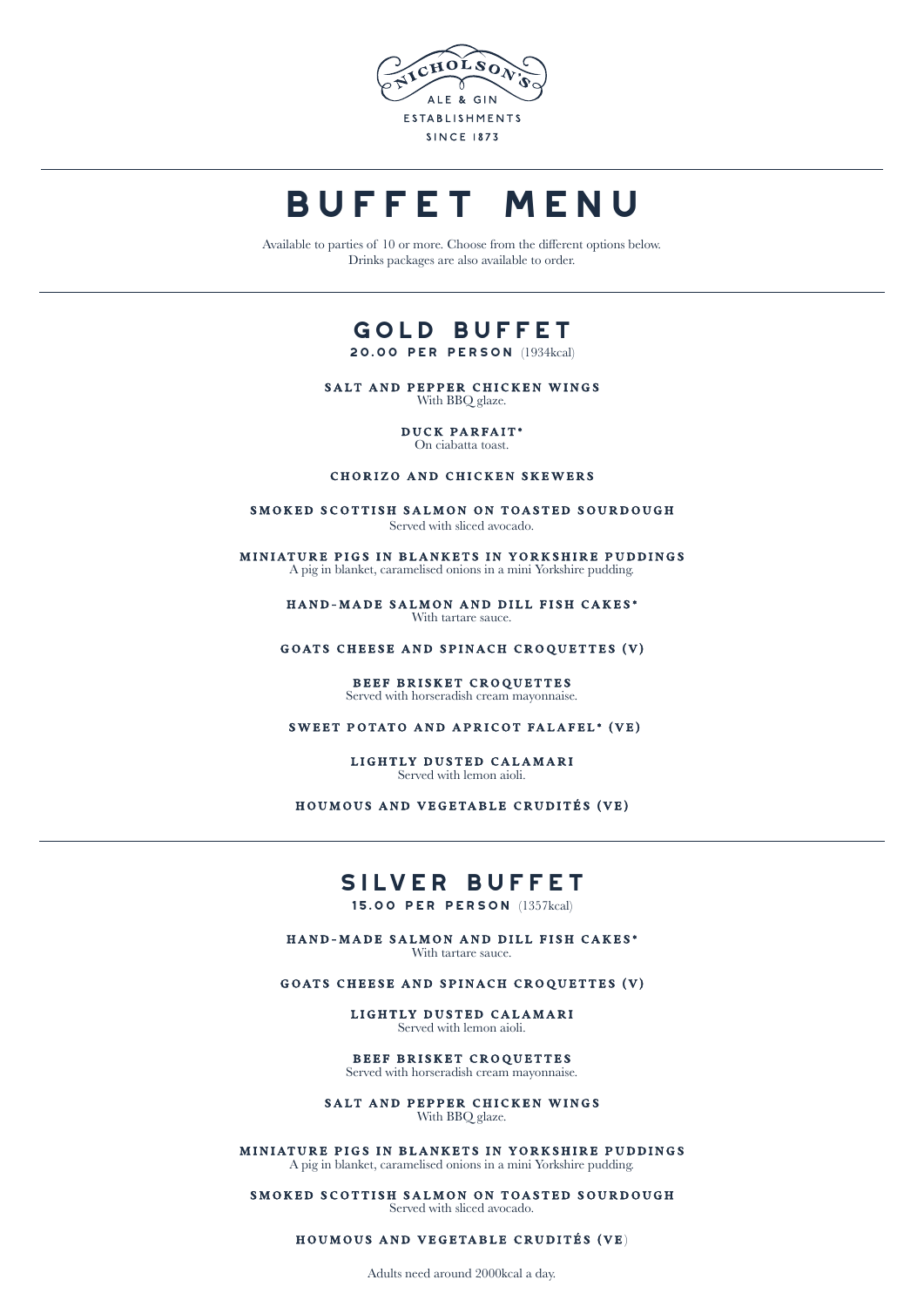NICHOLSON'S
ALE & GIN
ESTABLISHMENTS
SINCE 1873

# BUFFET MENU

Available to parties of 10 or more. Choose from the different options below.
Drinks packages are also available to order.

## GOLD BUFFET

**20.00 PER PERSON** (1934kcal)

**SALT AND PEPPER CHICKEN WINGS**
With BBQ glaze.

**DUCK PARFAIT***
On ciabatta toast.

**CHORIZO AND CHICKEN SKEWERS**

**SMOKED SCOTTISH SALMON ON TOASTED SOURDOUGH**
Served with sliced avocado.

**MINIATURE PIGS IN BLANKETS IN YORKSHIRE PUDDINGS**
A pig in blanket, caramelised onions in a mini Yorkshire pudding.

**HAND-MADE SALMON AND DILL FISH CAKES***
With tartare sauce.

**GOATS CHEESE AND SPINACH CROQUETTES (V)**

**BEEF BRISKET CROQUETTES**
Served with horseradish cream mayonnaise.

**SWEET POTATO AND APRICOT FALAFEL* (VE)**

**LIGHTLY DUSTED CALAMARI**
Served with lemon aioli.

**HOUMOUS AND VEGETABLE CRUDITÉS (VE)**

## SILVER BUFFET

**15.00 PER PERSON** (1357kcal)

**HAND-MADE SALMON AND DILL FISH CAKES***
With tartare sauce.

**GOATS CHEESE AND SPINACH CROQUETTES (V)**

**LIGHTLY DUSTED CALAMARI**
Served with lemon aioli.

**BEEF BRISKET CROQUETTES**
Served with horseradish cream mayonnaise.

**SALT AND PEPPER CHICKEN WINGS**
With BBQ glaze.

**MINIATURE PIGS IN BLANKETS IN YORKSHIRE PUDDINGS**
A pig in blanket, caramelised onions in a mini Yorkshire pudding.

**SMOKED SCOTTISH SALMON ON TOASTED SOURDOUGH**
Served with sliced avocado.

**HOUMOUS AND VEGETABLE CRUDITÉS (VE)**

Adults need around 2000kcal a day.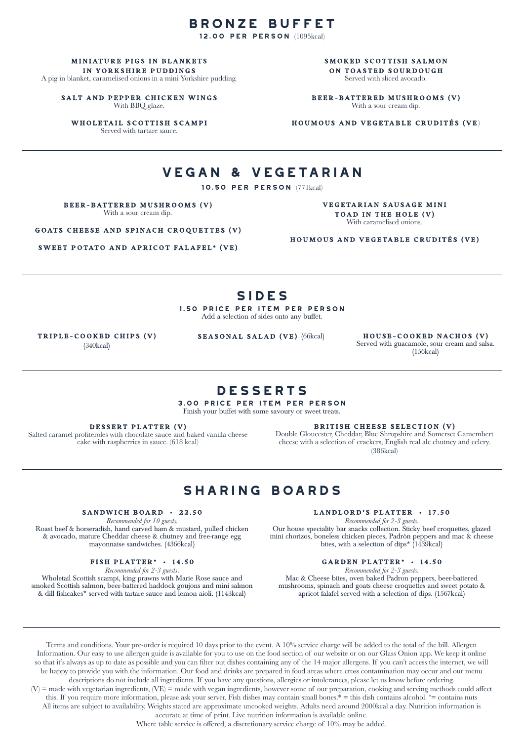# BRONZE BUFFET

**12.00 PER PERSON** (1095kcal)

**MINIATURE PIGS IN BLANKETS IN YORKSHIRE PUDDINGS**
A pig in blanket, caramelised onions in a mini Yorkshire pudding.

**SALT AND PEPPER CHICKEN WINGS**
With BBQ glaze.

**WHOLETAIL SCOTTISH SCAMPI**
Served with tartare sauce.

**SMOKED SCOTTISH SALMON ON TOASTED SOURDOUGH**
Served with sliced avocado.

**BEER-BATTERED MUSHROOMS (V)**
With a sour cream dip.

**HOUMOUS AND VEGETABLE CRUDITÉS (VE)**

# VEGAN & VEGETARIAN

**10.50 PER PERSON** (771kcal)

**BEER-BATTERED MUSHROOMS (V)**
With a sour cream dip.

**GOATS CHEESE AND SPINACH CROQUETTES (V)**

**SWEET POTATO AND APRICOT FALAFEL* (VE)**

**VEGETARIAN SAUSAGE MINI TOAD IN THE HOLE (V)**
With caramelised onions.

**HOUMOUS AND VEGETABLE CRUDITÉS (VE)**

# SIDES

**1.50 PRICE PER ITEM PER PERSON**
Add a selection of sides onto any buffet.

**TRIPLE-COOKED CHIPS (V)**
(340kcal)

**SEASONAL SALAD (VE)** (66kcal)

**HOUSE-COOKED NACHOS (V)**
Served with guacamole, sour cream and salsa.
(156kcal)

# DESSERTS

**3.00 PRICE PER ITEM PER PERSON**
Finish your buffet with some savoury or sweet treats.

**DESSERT PLATTER (V)**
Salted caramel profiteroles with chocolate sauce and baked vanilla cheese cake with raspberries in sauce. (618 kcal)

**BRITISH CHEESE SELECTION (V)**
Double Gloucester, Cheddar, Blue Shropshire and Somerset Camembert cheese with a selection of crackers, English real ale chutney and celery. (386kcal)

# SHARING BOARDS

**SANDWICH BOARD • 22.50**
*Recommended for 10 guests.*
Roast beef & horseradish, hand carved ham & mustard, pulled chicken & avocado, mature Cheddar cheese & chutney and free-range egg mayonnaise sandwiches. (4366kcal)

**FISH PLATTER* • 14.50**
*Recommended for 2-3 guests.*
Wholetail Scottish scampi, king prawns with Marie Rose sauce and smoked Scottish salmon, beer-battered haddock goujons and mini salmon & dill fishcakes* served with tartare sauce and lemon aioli. (1143kcal)

**LANDLORD'S PLATTER • 17.50**
*Recommended for 2-3 guests.*
Our house speciality bar snacks collection. Sticky beef croquettes, glazed mini chorizos, boneless chicken pieces, Padrón peppers and mac & cheese bites, with a selection of dips* (1439kcal)

**GARDEN PLATTER* • 14.50**
*Recommended for 2-3 guests.*
Mac & Cheese bites, oven baked Padron peppers, beer-battered mushrooms, spinach and goats cheese croquettes and sweet potato & apricot falafel served with a selection of dips. (1567kcal)

Terms and conditions. Your pre-order is required 10 days prior to the event. A 10% service charge will be added to the total of the bill. Allergen Information. Our easy to use allergen guide is available for you to use on the food section of our website or on our Glass Onion app. We keep it online so that it's always as up to date as possible and you can filter out dishes containing any of the 14 major allergens. If you can't access the internet, we will be happy to provide you with the information. Our food and drinks are prepared in food areas where cross contamination may occur and our menu descriptions do not include all ingredients. If you have any questions, allergies or intolerances, please let us know before ordering. (V) = made with vegetarian ingredients, (VE) = made with vegan ingredients, however some of our preparation, cooking and serving methods could affect this. If you require more information, please ask your server. Fish dishes may contain small bones.* = this dish contains alcohol. ^= contains nuts All items are subject to availability. Weights stated are approximate uncooked weights. Adults need around 2000kcal a day. Nutrition information is accurate at time of print. Live nutrition information is available online.
Where table service is offered, a discretionary service charge of 10% may be added.